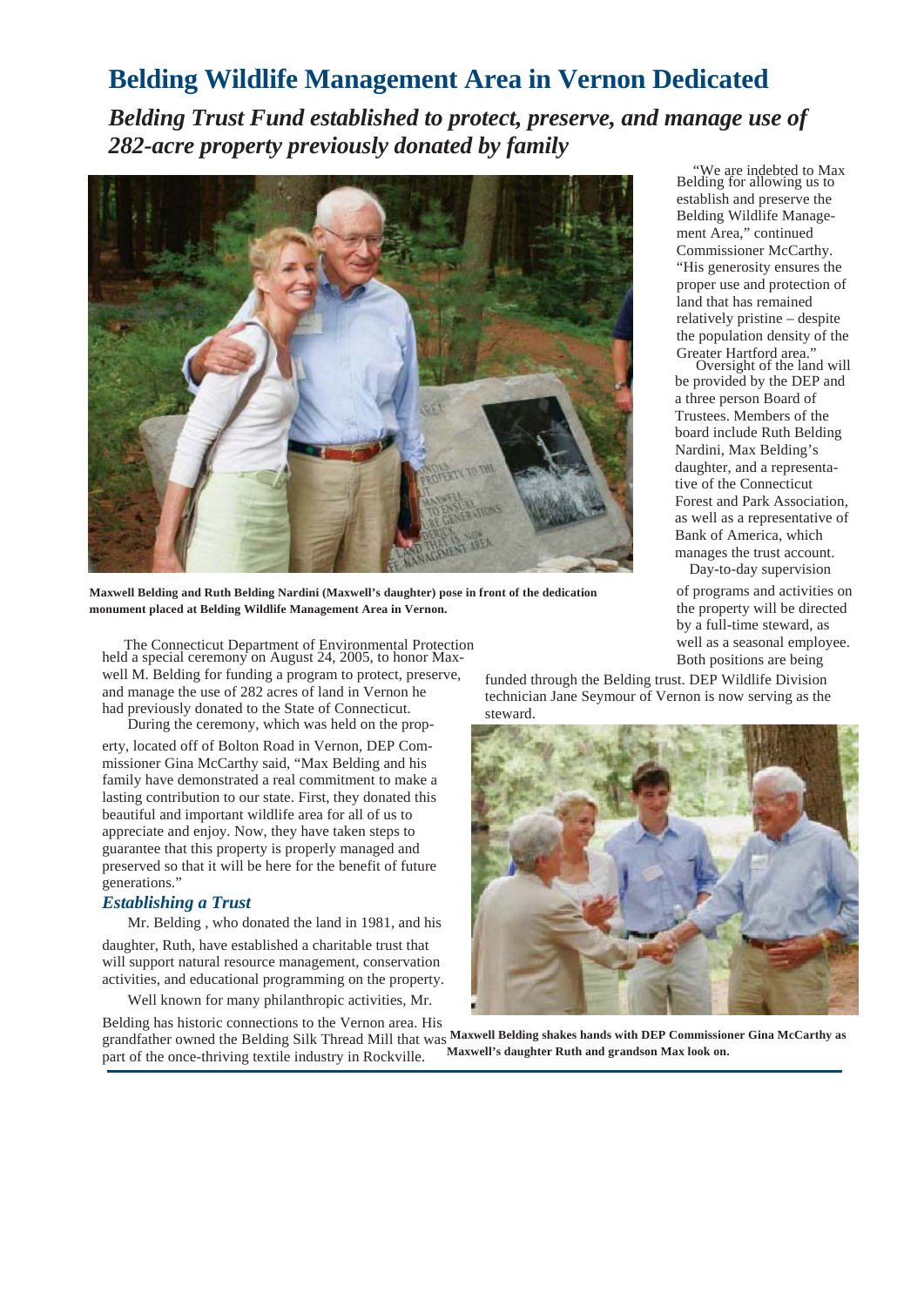# Belding Wildlife Management Area in Vernon Dedicated

## *Belding Trust Fund established to protect, preserve, and manage use of 282-acre property previously donated by family*

Maxwell Belding and Ruth Belding Nardini (Maxwell's daughter) pose in front of the dedication monument placed at Belding Wildlife Management Area in Vernon.

The Connecticut Department of Environmental Protection held a special ceremony on August 24, 2005, to honor Maxwell M. Belding for funding a program to protect, preserve, and manage the use of 282 acres of land in Vernon he had previously donated to the State of Connecticut.

During the ceremony, which was held on the property, located off of Bolton Road in Vernon, DEP Commissioner Gina McCarthy said, "Max Belding and his family have demonstrated a real commitment to make a lasting contribution to our state. First, they donated this beautiful and important wildlife area for all of us to appreciate and enjoy. Now, they have taken steps to guarantee that this property is properly managed and preserved so that it will be here for the benefit of future generations."

### *Establishing a Trust*

Mr. Belding , who donated the land in 1981, and his daughter, Ruth, have established a charitable trust that will support natural resource management, conservation activities, and educational programming on the property.

Well known for many philanthropic activities, Mr. Belding has historic connections to the Vernon area. His grandfather owned the Belding Silk Thread Mill that was part of the once-thriving textile industry in Rockville.

"We are indebted to Max Belding for allowing us to establish and preserve the Belding Wildlife Management Area," continued Commissioner McCarthy. "His generosity ensures the proper use and protection of land that has remained relatively pristine – despite the population density of the Greater Hartford area."

Oversight of the land will be provided by the DEP and a three person Board of Trustees. Members of the board include Ruth Belding Nardini, Max Belding's daughter, and a representative of the Connecticut Forest and Park Association, as well as a representative of Bank of America, which manages the trust account.

Day-to-day supervision of programs and activities on the property will be directed by a full-time steward, as well as a seasonal employee. Both positions are being funded through the Belding trust. DEP Wildlife Division technician Jane Seymour of Vernon is now serving as the steward.

Maxwell Belding shakes hands with DEP Commissioner Gina McCarthy as Maxwell's daughter Ruth and grandson Max look on.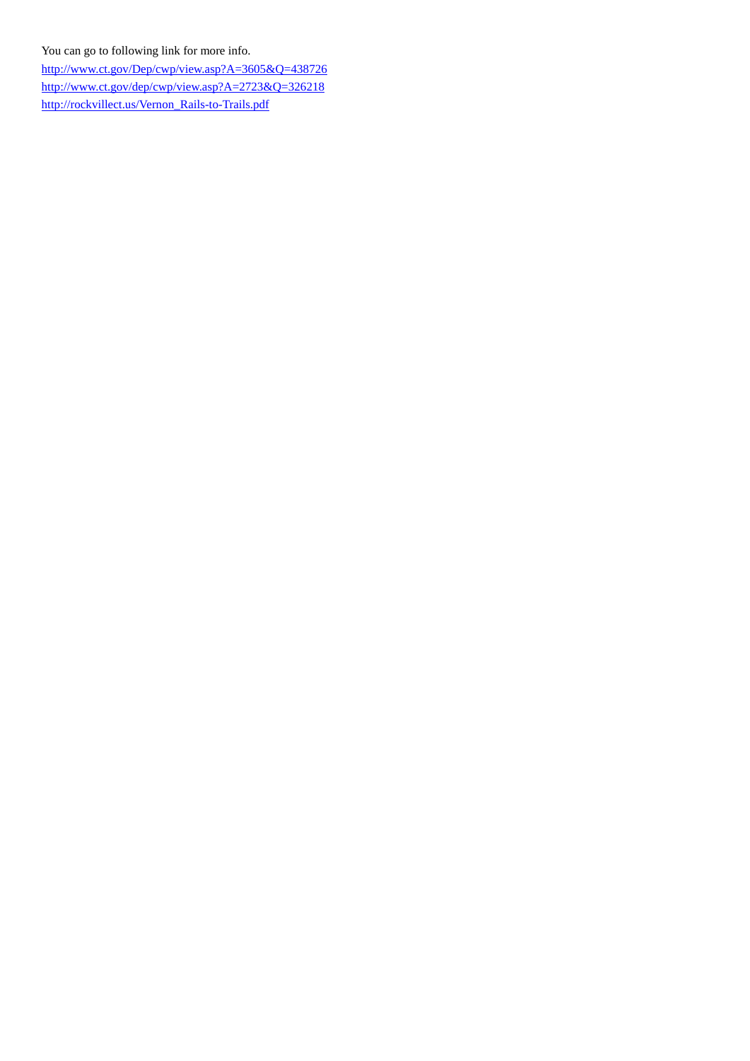You can go to following link for more info.

http://www.ct.gov/Dep/cwp/view.asp?A=3605&Q=438726

http://www.ct.gov/dep/cwp/view.asp?A=2723&Q=326218

http://rockvillect.us/Vernon_Rails-to-Trails.pdf